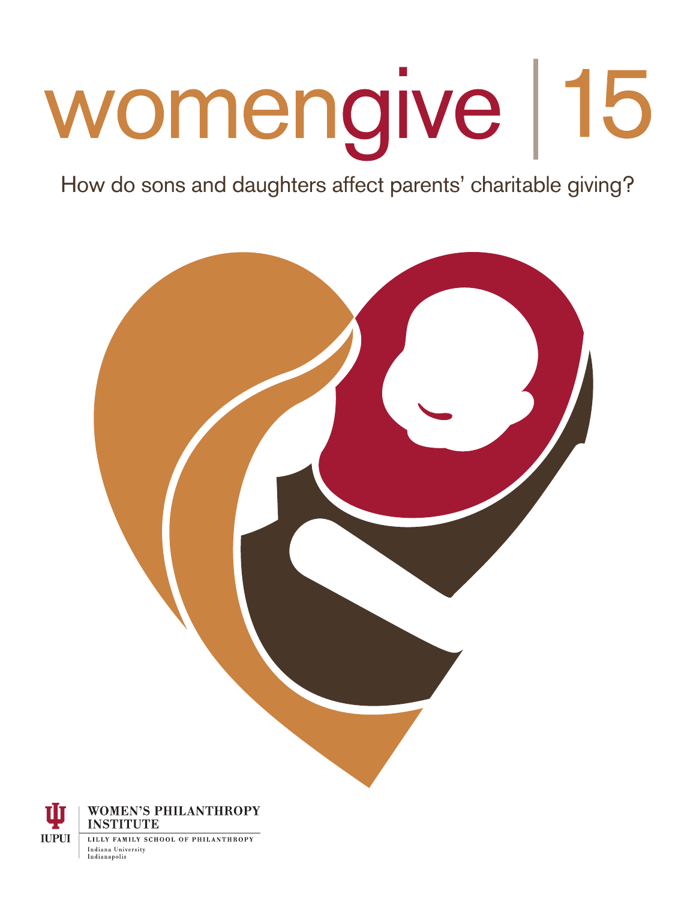# womengive | 15

How do sons and daughters affect parents' charitable giving?

WOMEN'S PHILANTHROPY INSTITUTE

LILLY FAMILY SCHOOL OF PHILANTHROPY

Indiana University
Indianapolis

IUPUI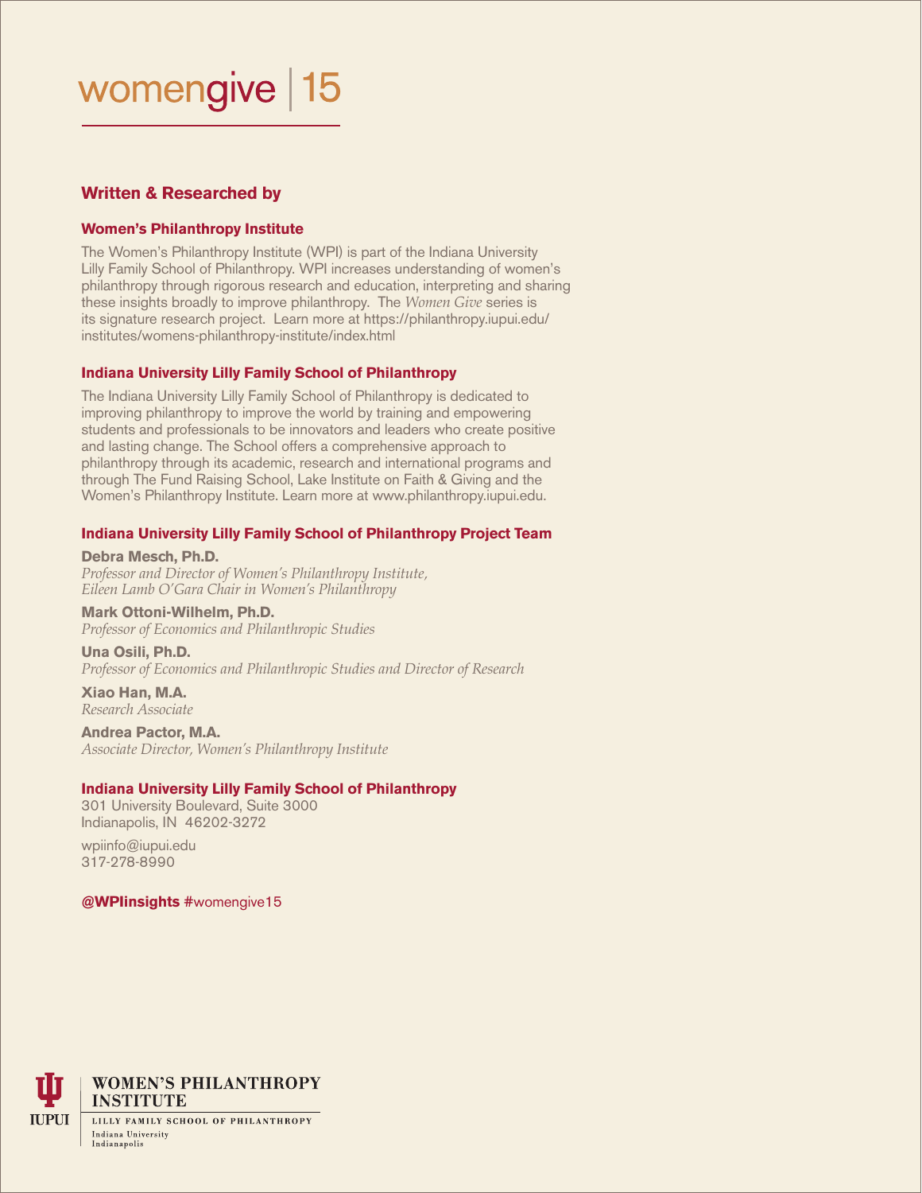# womengive | 15

## Written & Researched by

### Women's Philanthropy Institute

The Women's Philanthropy Institute (WPI) is part of the Indiana University Lilly Family School of Philanthropy. WPI increases understanding of women's philanthropy through rigorous research and education, interpreting and sharing these insights broadly to improve philanthropy. The *Women Give* series is its signature research project. Learn more at https://philanthropy.iupui.edu/institutes/womens-philanthropy-institute/index.html

### Indiana University Lilly Family School of Philanthropy

The Indiana University Lilly Family School of Philanthropy is dedicated to improving philanthropy to improve the world by training and empowering students and professionals to be innovators and leaders who create positive and lasting change. The School offers a comprehensive approach to philanthropy through its academic, research and international programs and through The Fund Raising School, Lake Institute on Faith & Giving and the Women's Philanthropy Institute. Learn more at www.philanthropy.iupui.edu.

### Indiana University Lilly Family School of Philanthropy Project Team

**Debra Mesch, Ph.D.**
*Professor and Director of Women's Philanthropy Institute,*
*Eileen Lamb O'Gara Chair in Women's Philanthropy*

**Mark Ottoni-Wilhelm, Ph.D.**
*Professor of Economics and Philanthropic Studies*

**Una Osili, Ph.D.**
*Professor of Economics and Philanthropic Studies and Director of Research*

**Xiao Han, M.A.**
*Research Associate*

**Andrea Pactor, M.A.**
*Associate Director, Women's Philanthropy Institute*

### Indiana University Lilly Family School of Philanthropy

301 University Boulevard, Suite 3000
Indianapolis, IN 46202-3272

wpiinfo@iupui.edu
317-278-8990

**@WPIinsights** #womengive15

IUPUI
WOMEN'S PHILANTHROPY INSTITUTE
LILLY FAMILY SCHOOL OF PHILANTHROPY
Indiana University
Indianapolis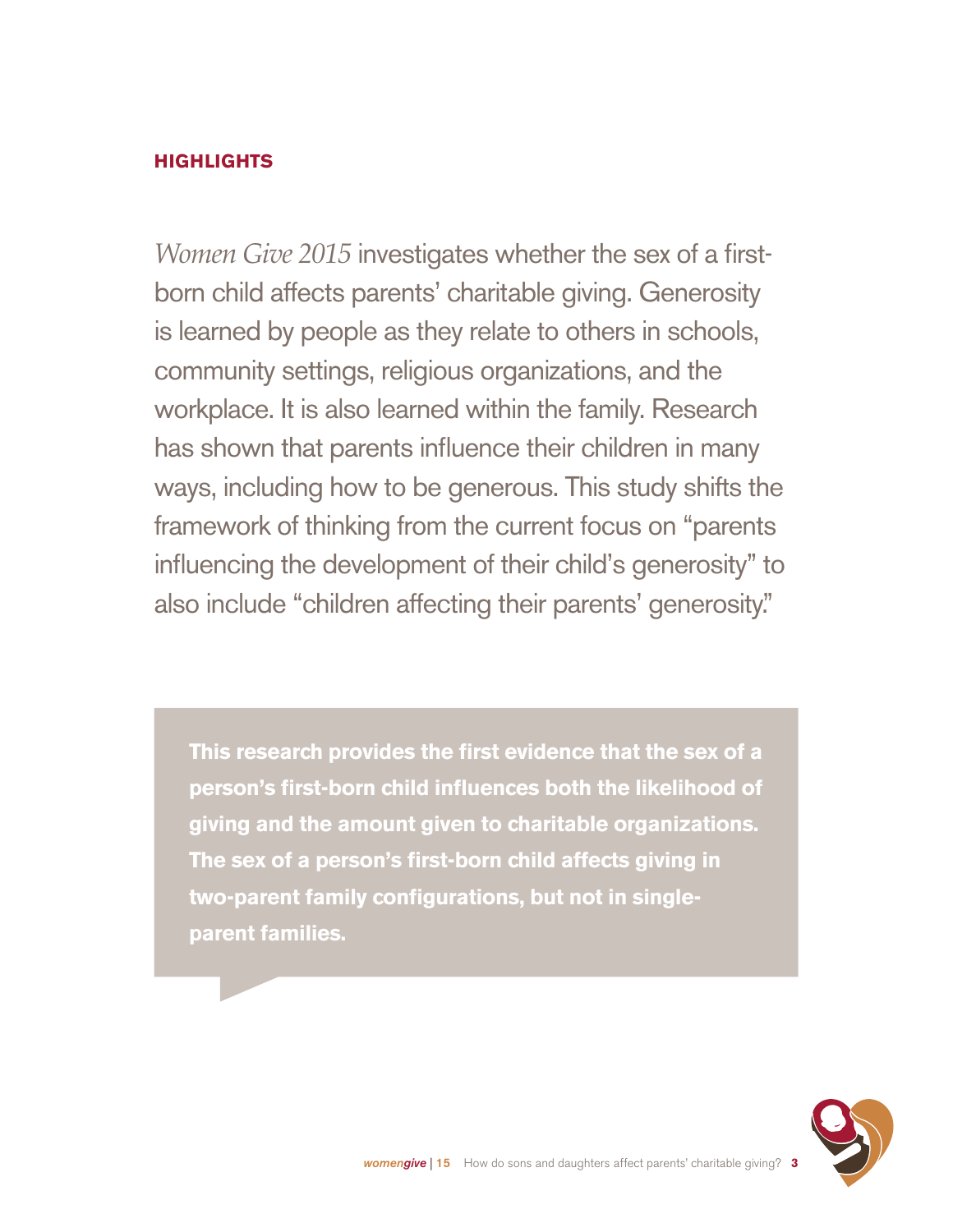## HIGHLIGHTS

*Women Give 2015* investigates whether the sex of a first-born child affects parents' charitable giving. Generosity is learned by people as they relate to others in schools, community settings, religious organizations, and the workplace. It is also learned within the family. Research has shown that parents influence their children in many ways, including how to be generous. This study shifts the framework of thinking from the current focus on "parents influencing the development of their child's generosity" to also include "children affecting their parents' generosity."

**This research provides the first evidence that the sex of a person's first-born child influences both the likelihood of giving and the amount given to charitable organizations. The sex of a person's first-born child affects giving in two-parent family configurations, but not in single-parent families.**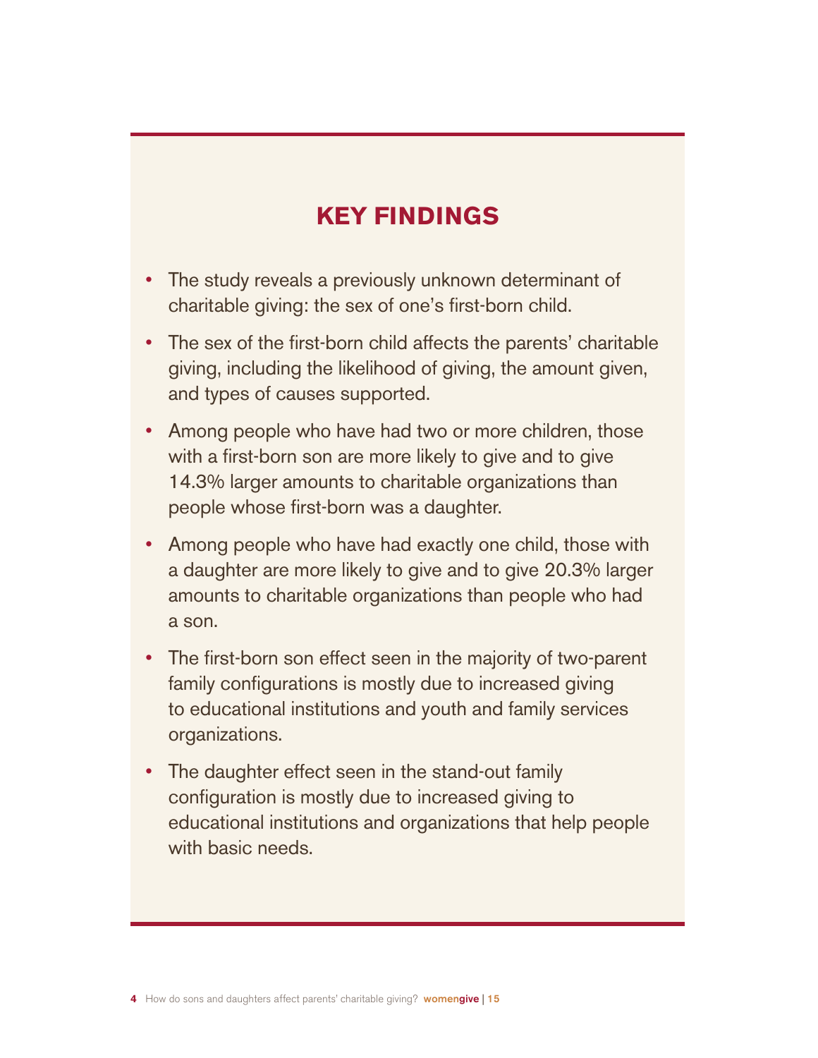## KEY FINDINGS

- The study reveals a previously unknown determinant of charitable giving: the sex of one's first-born child.
- The sex of the first-born child affects the parents' charitable giving, including the likelihood of giving, the amount given, and types of causes supported.
- Among people who have had two or more children, those with a first-born son are more likely to give and to give 14.3% larger amounts to charitable organizations than people whose first-born was a daughter.
- Among people who have had exactly one child, those with a daughter are more likely to give and to give 20.3% larger amounts to charitable organizations than people who had a son.
- The first-born son effect seen in the majority of two-parent family configurations is mostly due to increased giving to educational institutions and youth and family services organizations.
- The daughter effect seen in the stand-out family configuration is mostly due to increased giving to educational institutions and organizations that help people with basic needs.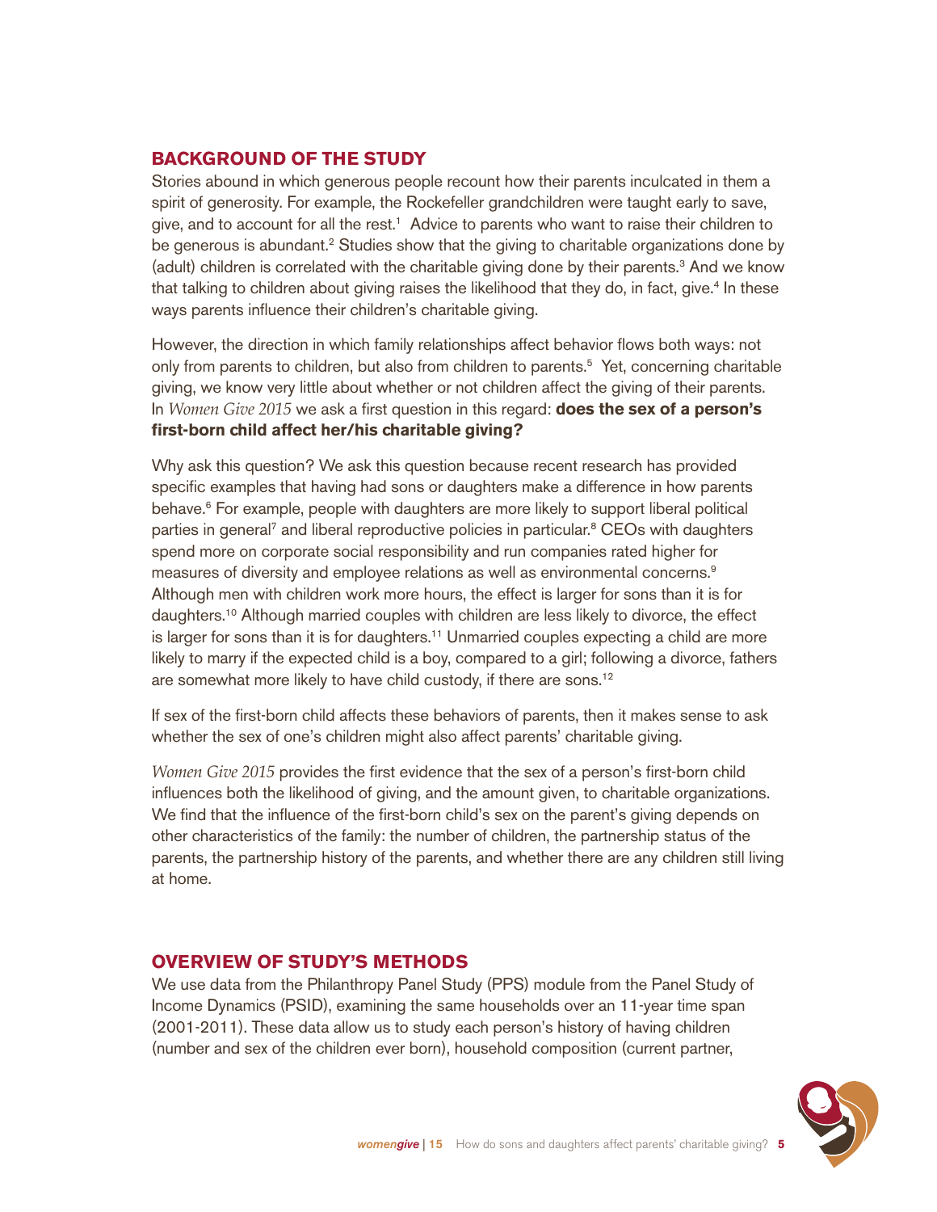## BACKGROUND OF THE STUDY

Stories abound in which generous people recount how their parents inculcated in them a spirit of generosity. For example, the Rockefeller grandchildren were taught early to save, give, and to account for all the rest.[1] Advice to parents who want to raise their children to be generous is abundant.[2] Studies show that the giving to charitable organizations done by (adult) children is correlated with the charitable giving done by their parents.[3] And we know that talking to children about giving raises the likelihood that they do, in fact, give.[4] In these ways parents influence their children's charitable giving.

However, the direction in which family relationships affect behavior flows both ways: not only from parents to children, but also from children to parents.[5] Yet, concerning charitable giving, we know very little about whether or not children affect the giving of their parents. In *Women Give 2015* we ask a first question in this regard: **does the sex of a person's first-born child affect her/his charitable giving?**

Why ask this question? We ask this question because recent research has provided specific examples that having had sons or daughters make a difference in how parents behave.[6] For example, people with daughters are more likely to support liberal political parties in general[7] and liberal reproductive policies in particular.[8] CEOs with daughters spend more on corporate social responsibility and run companies rated higher for measures of diversity and employee relations as well as environmental concerns.[9] Although men with children work more hours, the effect is larger for sons than it is for daughters.[10] Although married couples with children are less likely to divorce, the effect is larger for sons than it is for daughters.[11] Unmarried couples expecting a child are more likely to marry if the expected child is a boy, compared to a girl; following a divorce, fathers are somewhat more likely to have child custody, if there are sons.[12]

If sex of the first-born child affects these behaviors of parents, then it makes sense to ask whether the sex of one's children might also affect parents' charitable giving.

*Women Give 2015* provides the first evidence that the sex of a person's first-born child influences both the likelihood of giving, and the amount given, to charitable organizations. We find that the influence of the first-born child's sex on the parent's giving depends on other characteristics of the family: the number of children, the partnership status of the parents, the partnership history of the parents, and whether there are any children still living at home.

## OVERVIEW OF STUDY'S METHODS

We use data from the Philanthropy Panel Study (PPS) module from the Panel Study of Income Dynamics (PSID), examining the same households over an 11-year time span (2001-2011). These data allow us to study each person's history of having children (number and sex of the children ever born), household composition (current partner,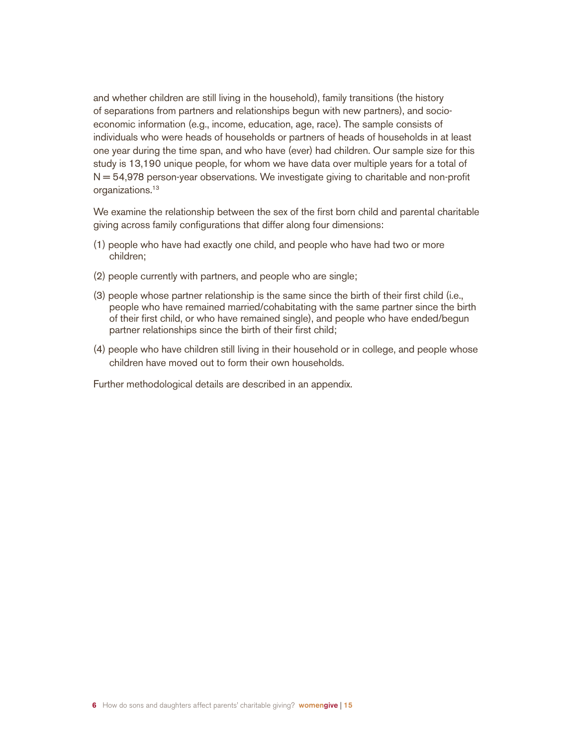and whether children are still living in the household), family transitions (the history of separations from partners and relationships begun with new partners), and socio-economic information (e.g., income, education, age, race). The sample consists of individuals who were heads of households or partners of heads of households in at least one year during the time span, and who have (ever) had children. Our sample size for this study is 13,190 unique people, for whom we have data over multiple years for a total of N = 54,978 person-year observations. We investigate giving to charitable and non-profit organizations.[13]

We examine the relationship between the sex of the first born child and parental charitable giving across family configurations that differ along four dimensions:

(1) people who have had exactly one child, and people who have had two or more children;

(2) people currently with partners, and people who are single;

(3) people whose partner relationship is the same since the birth of their first child (i.e., people who have remained married/cohabitating with the same partner since the birth of their first child, or who have remained single), and people who have ended/begun partner relationships since the birth of their first child;

(4) people who have children still living in their household or in college, and people whose children have moved out to form their own households.

Further methodological details are described in an appendix.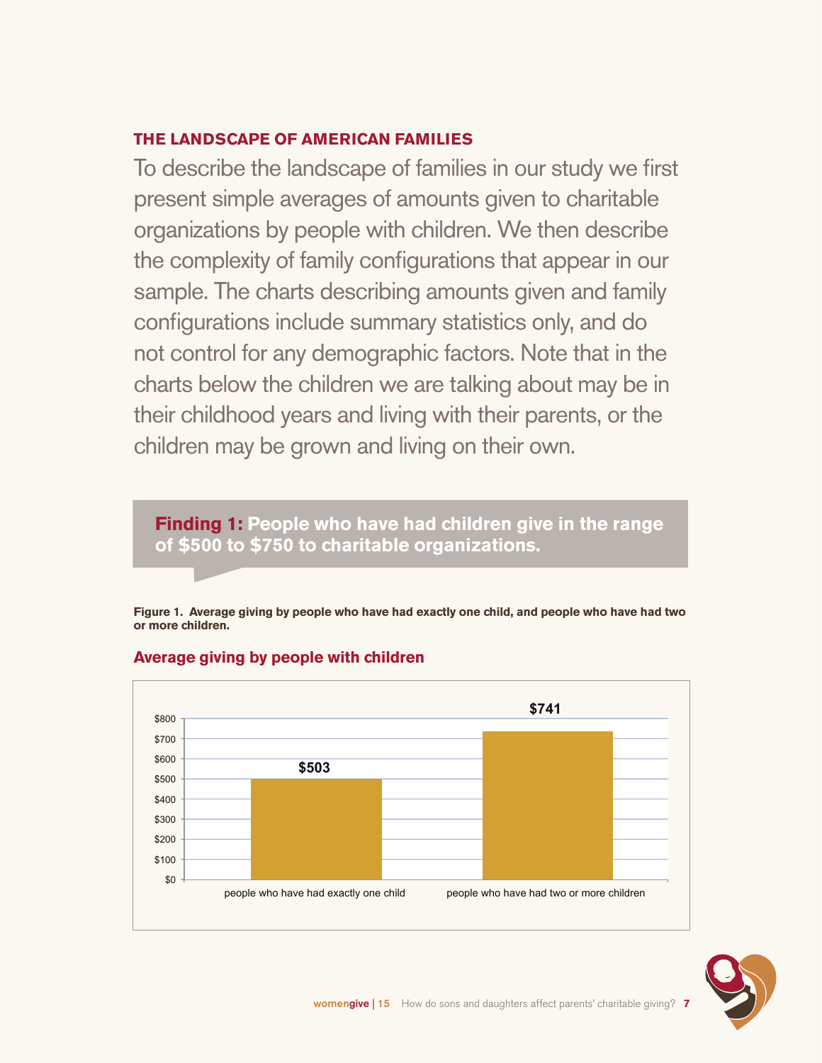## THE LANDSCAPE OF AMERICAN FAMILIES

To describe the landscape of families in our study we first present simple averages of amounts given to charitable organizations by people with children. We then describe the complexity of family configurations that appear in our sample. The charts describing amounts given and family configurations include summary statistics only, and do not control for any demographic factors. Note that in the charts below the children we are talking about may be in their childhood years and living with their parents, or the children may be grown and living on their own.

**Finding 1: People who have had children give in the range of $500 to $750 to charitable organizations.**

**Figure 1. Average giving by people who have had exactly one child, and people who have had two or more children.**

### Average giving by people with children

| | Average giving |
|---|---|
| people who have had exactly one child | $503 |
| people who have had two or more children | $741 |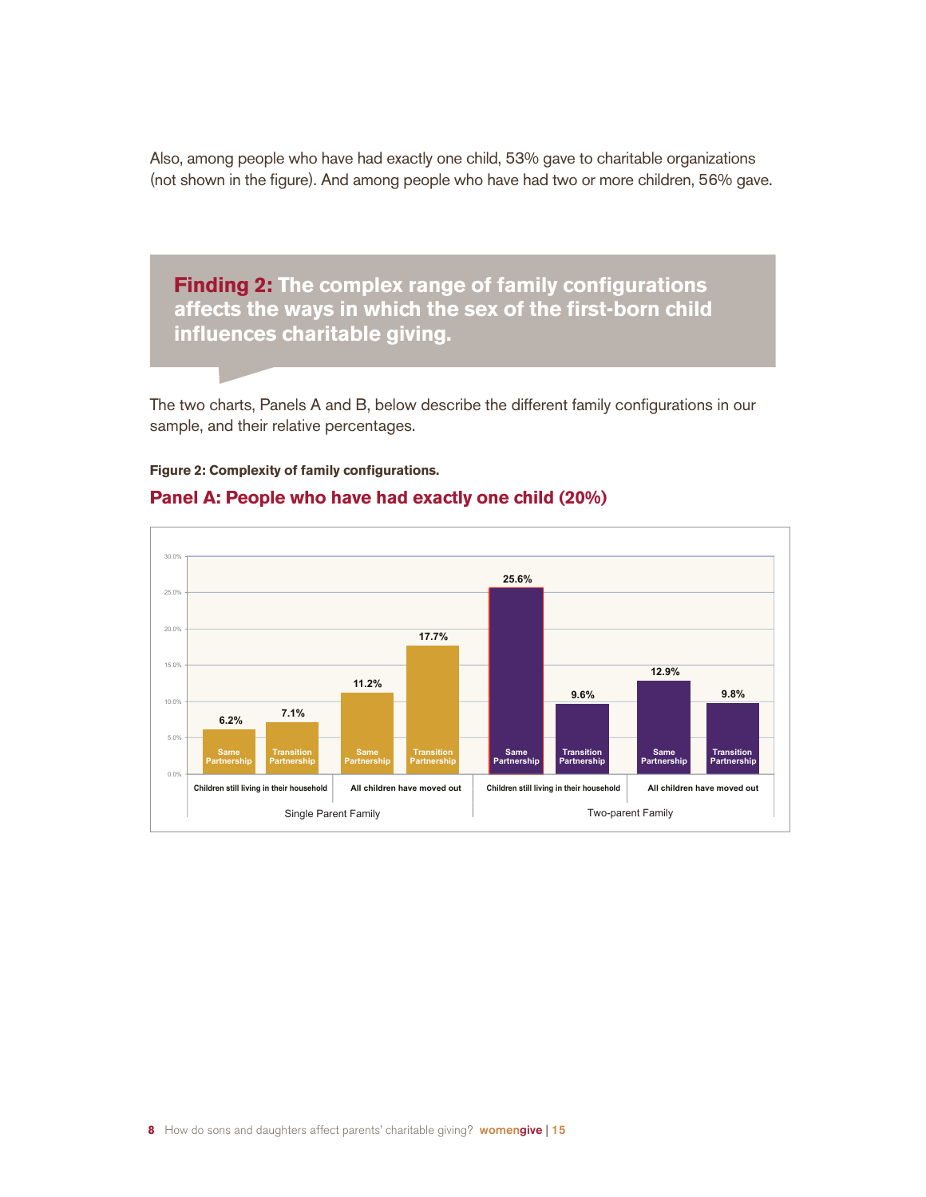Also, among people who have had exactly one child, 53% gave to charitable organizations (not shown in the figure). And among people who have had two or more children, 56% gave.

## Finding 2: The complex range of family configurations affects the ways in which the sex of the first-born child influences charitable giving.

The two charts, Panels A and B, below describe the different family configurations in our sample, and their relative percentages.

**Figure 2: Complexity of family configurations.**

### Panel A: People who have had exactly one child (20%)

| Family type | Children status | Partnership | Percentage |
|---|---|---|---|
| Single Parent Family | Children still living in their household | Same Partnership | 6.2% |
| Single Parent Family | Children still living in their household | Transition Partnership | 7.1% |
| Single Parent Family | All children have moved out | Same Partnership | 11.2% |
| Single Parent Family | All children have moved out | Transition Partnership | 17.7% |
| Two-parent Family | Children still living in their household | Same Partnership | 25.6% |
| Two-parent Family | Children still living in their household | Transition Partnership | 9.6% |
| Two-parent Family | All children have moved out | Same Partnership | 12.9% |
| Two-parent Family | All children have moved out | Transition Partnership | 9.8% |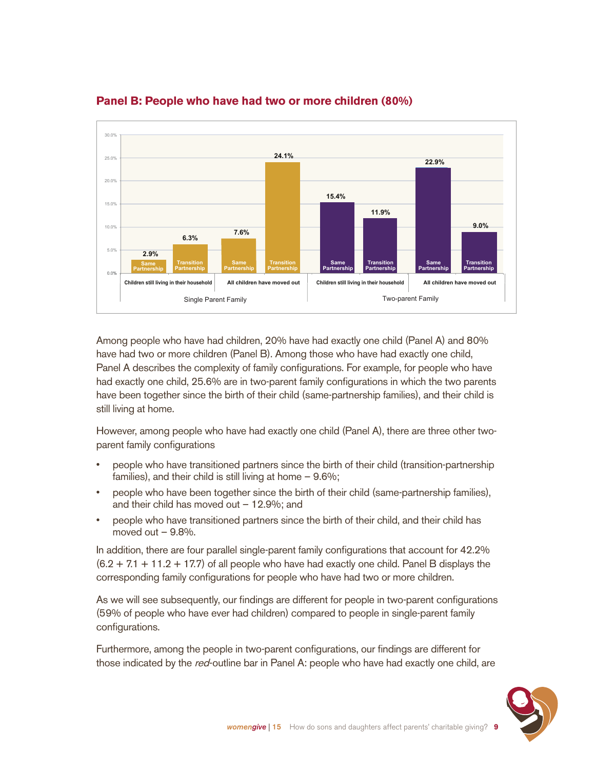## Panel B: People who have had two or more children (80%)

| | Single Parent Family | | | | Two-parent Family | | | |
|---|---|---|---|---|---|---|---|---|
| | Children still living in their household | | All children have moved out | | Children still living in their household | | All children have moved out | |
| | Same Partnership | Transition Partnership | Same Partnership | Transition Partnership | Same Partnership | Transition Partnership | Same Partnership | Transition Partnership |
| % | 2.9% | 6.3% | 7.6% | 24.1% | 15.4% | 11.9% | 22.9% | 9.0% |

Among people who have had children, 20% have had exactly one child (Panel A) and 80% have had two or more children (Panel B). Among those who have had exactly one child, Panel A describes the complexity of family configurations. For example, for people who have had exactly one child, 25.6% are in two-parent family configurations in which the two parents have been together since the birth of their child (same-partnership families), and their child is still living at home.

However, among people who have had exactly one child (Panel A), there are three other two-parent family configurations

- people who have transitioned partners since the birth of their child (transition-partnership families), and their child is still living at home – 9.6%;
- people who have been together since the birth of their child (same-partnership families), and their child has moved out – 12.9%; and
- people who have transitioned partners since the birth of their child, and their child has moved out – 9.8%.

In addition, there are four parallel single-parent family configurations that account for 42.2% (6.2 + 7.1 + 11.2 + 17.7) of all people who have had exactly one child. Panel B displays the corresponding family configurations for people who have had two or more children.

As we will see subsequently, our findings are different for people in two-parent configurations (59% of people who have ever had children) compared to people in single-parent family configurations.

Furthermore, among the people in two-parent configurations, our findings are different for those indicated by the *red*-outline bar in Panel A: people who have had exactly one child, are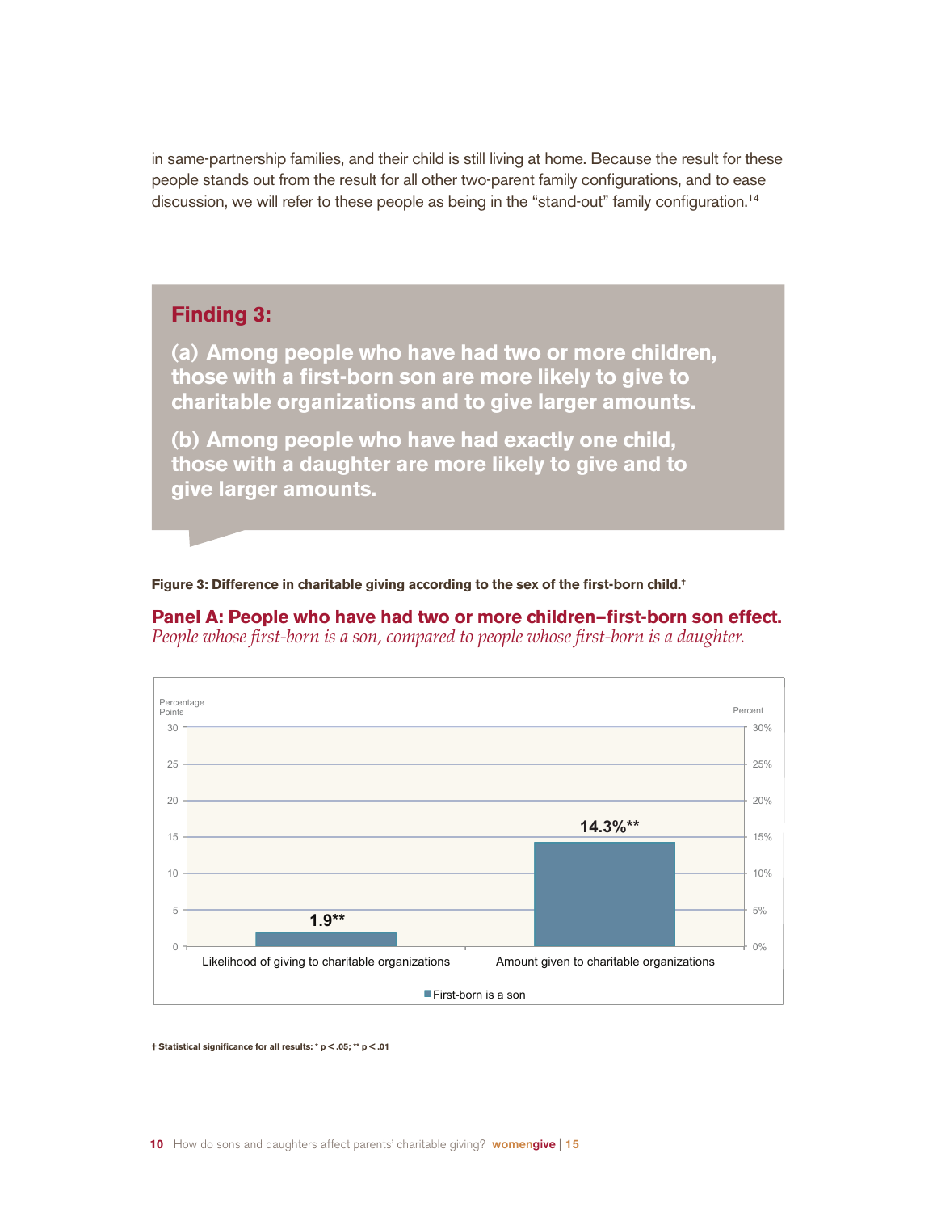in same-partnership families, and their child is still living at home. Because the result for these people stands out from the result for all other two-parent family configurations, and to ease discussion, we will refer to these people as being in the "stand-out" family configuration.[14]

## Finding 3:

**(a) Among people who have had two or more children, those with a first-born son are more likely to give to charitable organizations and to give larger amounts.**

**(b) Among people who have had exactly one child, those with a daughter are more likely to give and to give larger amounts.**

**Figure 3: Difference in charitable giving according to the sex of the first-born child.†**

### Panel A: People who have had two or more children–first-born son effect.

*People whose first-born is a son, compared to people whose first-born is a daughter.*

| | First-born is a son |
|---|---|
| Likelihood of giving to charitable organizations (percentage points) | 1.9** |
| Amount given to charitable organizations (percent) | 14.3%** |

† Statistical significance for all results: * $p < .05$; ** $p < .01$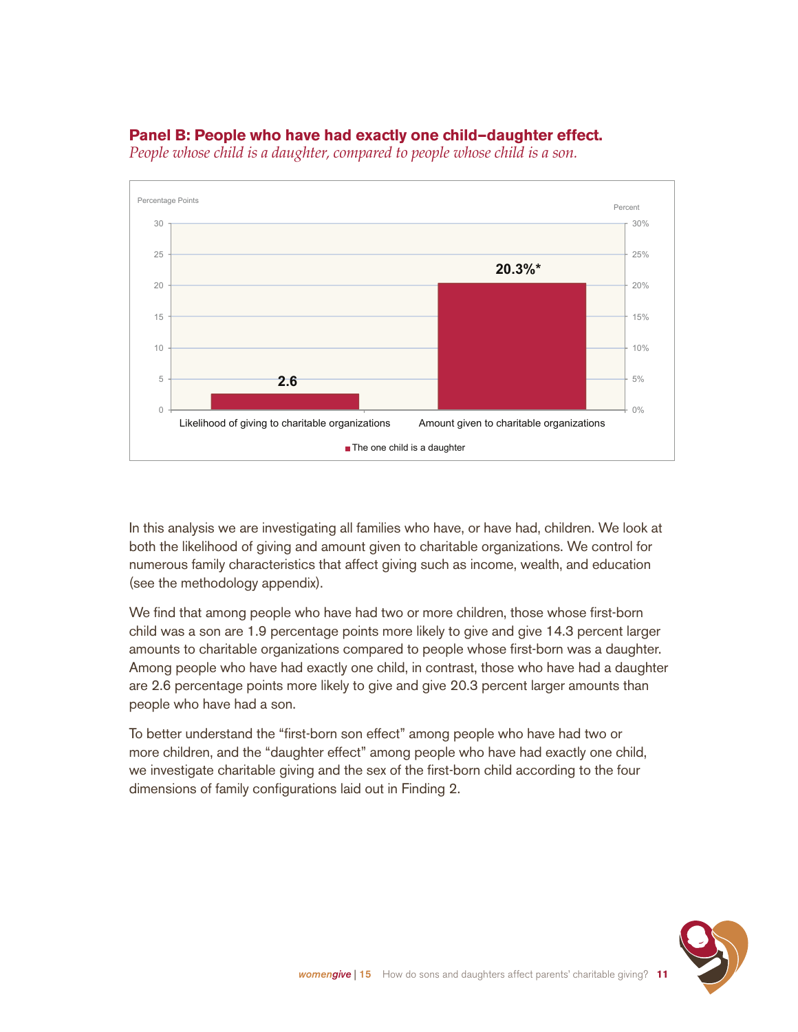**Panel B: People who have had exactly one child–daughter effect.**

*People whose child is a daughter, compared to people whose child is a son.*

| | Likelihood of giving to charitable organizations (Percentage Points) | Amount given to charitable organizations (Percent) |
|---|---|---|
| The one child is a daughter | 2.6 | 20.3%* |

In this analysis we are investigating all families who have, or have had, children. We look at both the likelihood of giving and amount given to charitable organizations. We control for numerous family characteristics that affect giving such as income, wealth, and education (see the methodology appendix).

We find that among people who have had two or more children, those whose first-born child was a son are 1.9 percentage points more likely to give and give 14.3 percent larger amounts to charitable organizations compared to people whose first-born was a daughter. Among people who have had exactly one child, in contrast, those who have had a daughter are 2.6 percentage points more likely to give and give 20.3 percent larger amounts than people who have had a son.

To better understand the "first-born son effect" among people who have had two or more children, and the "daughter effect" among people who have had exactly one child, we investigate charitable giving and the sex of the first-born child according to the four dimensions of family configurations laid out in Finding 2.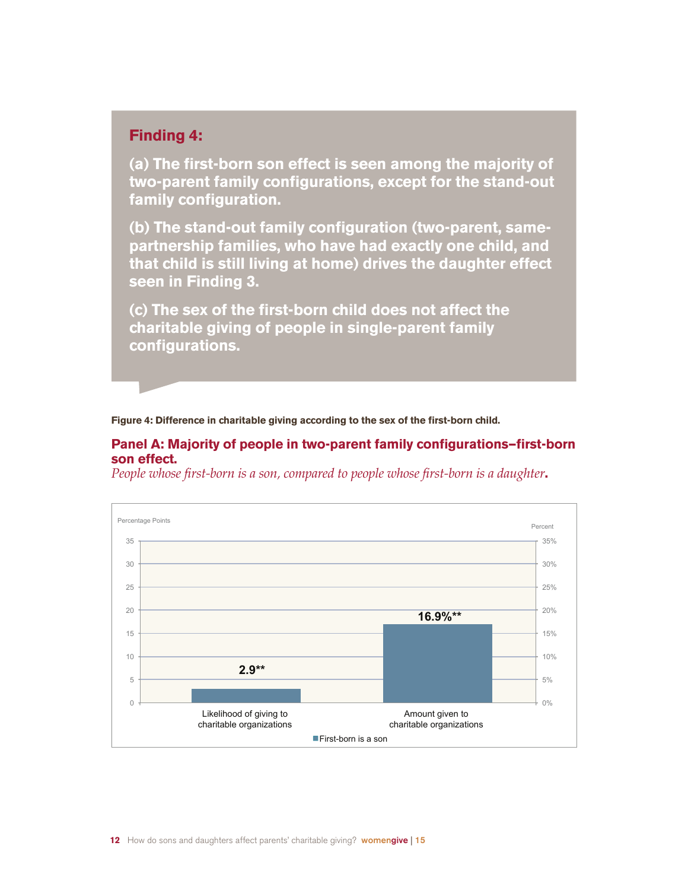## Finding 4:

**(a) The first-born son effect is seen among the majority of two-parent family configurations, except for the stand-out family configuration.**

**(b) The stand-out family configuration (two-parent, same-partnership families, who have had exactly one child, and that child is still living at home) drives the daughter effect seen in Finding 3.**

**(c) The sex of the first-born child does not affect the charitable giving of people in single-parent family configurations.**

**Figure 4: Difference in charitable giving according to the sex of the first-born child.**

### Panel A: Majority of people in two-parent family configurations–first-born son effect.

*People whose first-born is a son, compared to people whose first-born is a daughter*.

| | Likelihood of giving to charitable organizations (Percentage Points) | Amount given to charitable organizations (Percent) |
|---|---|---|
| First-born is a son | 2.9** | 16.9%** |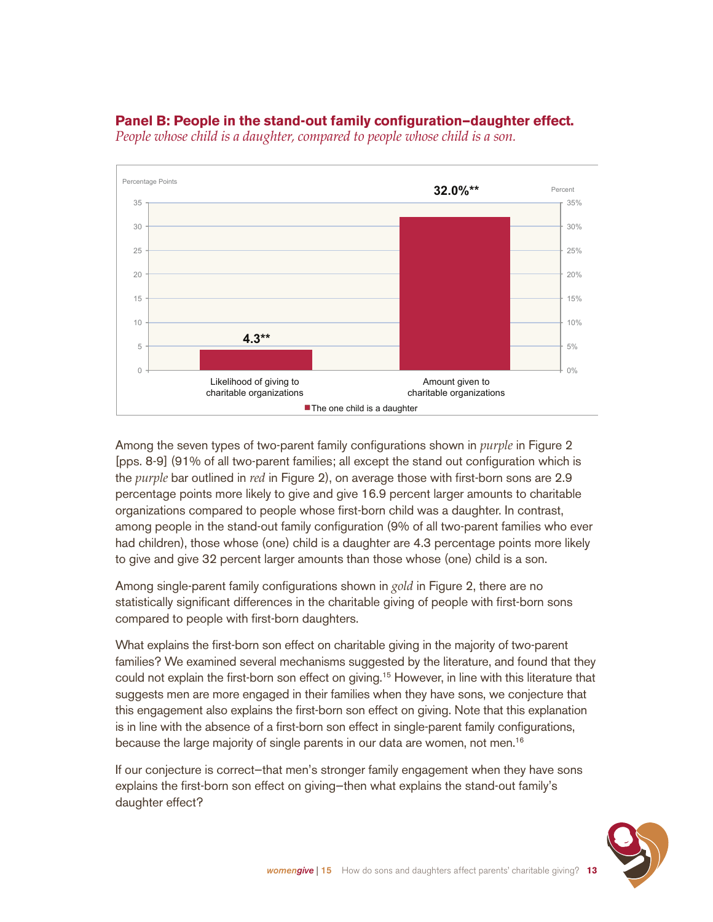**Panel B: People in the stand-out family configuration–daughter effect.**

*People whose child is a daughter, compared to people whose child is a son.*

| | Likelihood of giving to charitable organizations | Amount given to charitable organizations |
|---|---|---|
| The one child is a daughter | 4.3** (percentage points) | 32.0%** |

Among the seven types of two-parent family configurations shown in *purple* in Figure 2 [pps. 8-9] (91% of all two-parent families; all except the stand out configuration which is the *purple* bar outlined in *red* in Figure 2), on average those with first-born sons are 2.9 percentage points more likely to give and give 16.9 percent larger amounts to charitable organizations compared to people whose first-born child was a daughter. In contrast, among people in the stand-out family configuration (9% of all two-parent families who ever had children), those whose (one) child is a daughter are 4.3 percentage points more likely to give and give 32 percent larger amounts than those whose (one) child is a son.

Among single-parent family configurations shown in *gold* in Figure 2, there are no statistically significant differences in the charitable giving of people with first-born sons compared to people with first-born daughters.

What explains the first-born son effect on charitable giving in the majority of two-parent families? We examined several mechanisms suggested by the literature, and found that they could not explain the first-born son effect on giving.[15] However, in line with this literature that suggests men are more engaged in their families when they have sons, we conjecture that this engagement also explains the first-born son effect on giving. Note that this explanation is in line with the absence of a first-born son effect in single-parent family configurations, because the large majority of single parents in our data are women, not men.[16]

If our conjecture is correct—that men's stronger family engagement when they have sons explains the first-born son effect on giving—then what explains the stand-out family's daughter effect?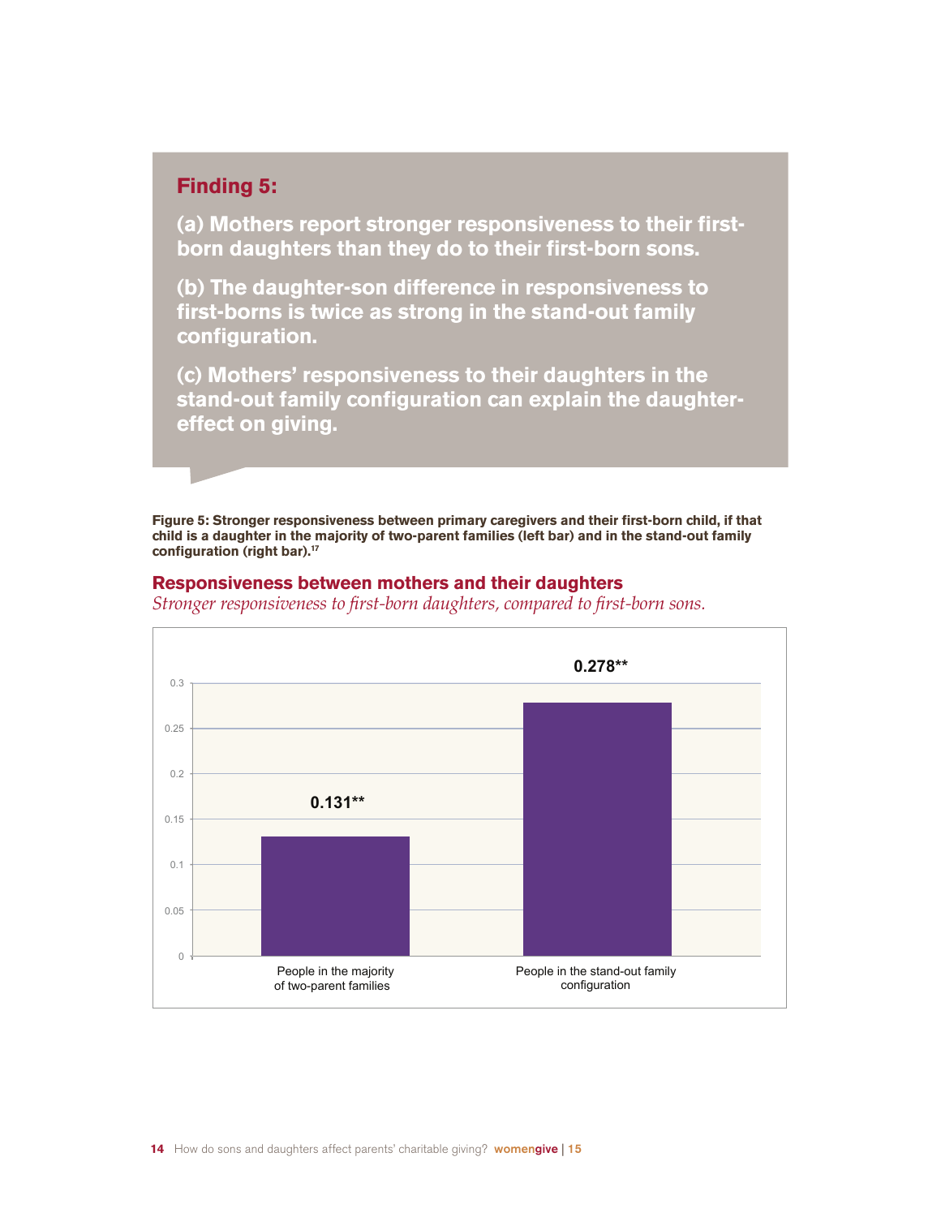## Finding 5:

**(a) Mothers report stronger responsiveness to their first-born daughters than they do to their first-born sons.**

**(b) The daughter-son difference in responsiveness to first-borns is twice as strong in the stand-out family configuration.**

**(c) Mothers' responsiveness to their daughters in the stand-out family configuration can explain the daughter-effect on giving.**

**Figure 5: Stronger responsiveness between primary caregivers and their first-born child, if that child is a daughter in the majority of two-parent families (left bar) and in the stand-out family configuration (right bar).**[17]

### Responsiveness between mothers and their daughters

*Stronger responsiveness to first-born daughters, compared to first-born sons.*

| | Responsiveness |
|---|---|
| People in the majority of two-parent families | 0.131** |
| People in the stand-out family configuration | 0.278** |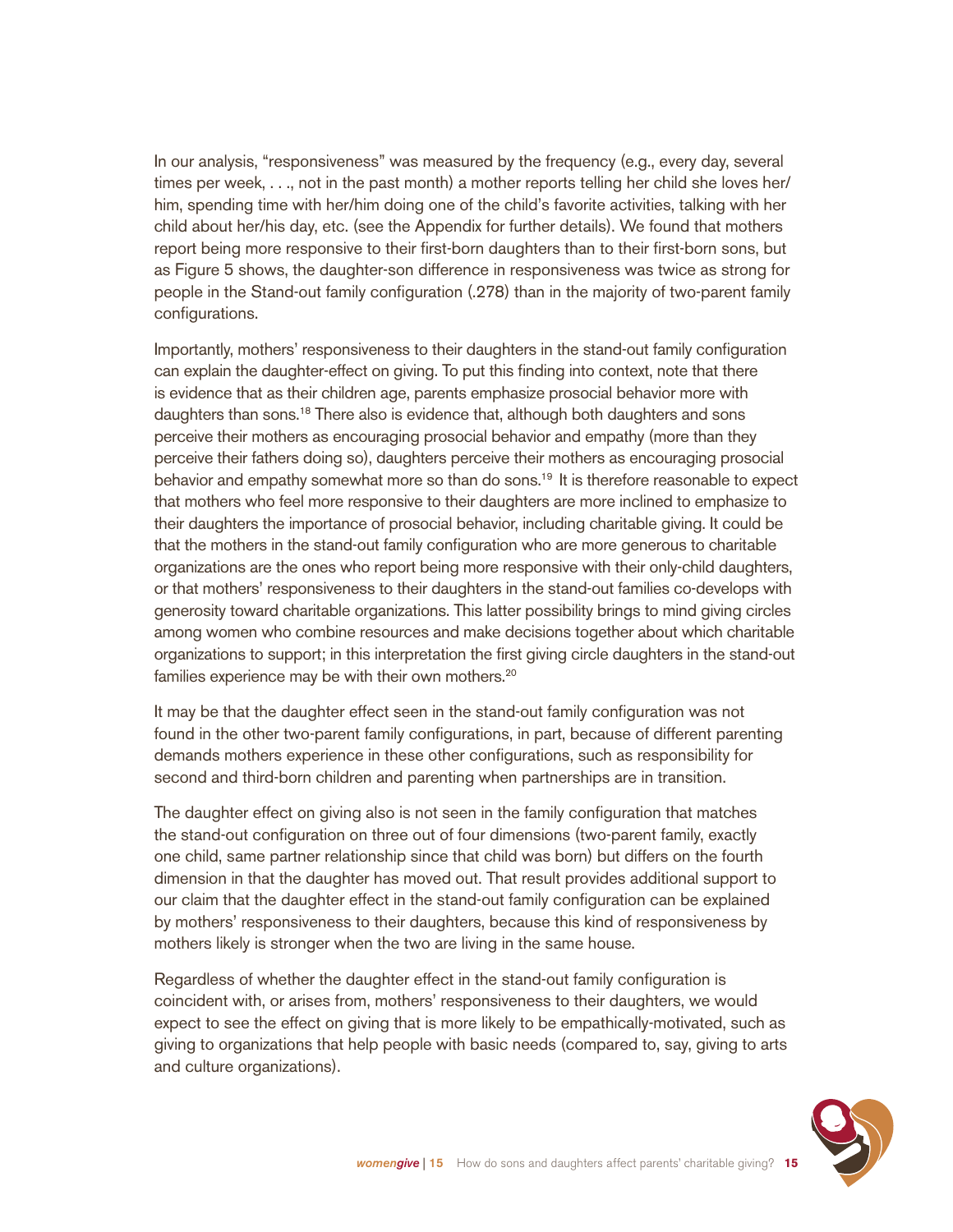In our analysis, "responsiveness" was measured by the frequency (e.g., every day, several times per week, . . ., not in the past month) a mother reports telling her child she loves her/him, spending time with her/him doing one of the child's favorite activities, talking with her child about her/his day, etc. (see the Appendix for further details). We found that mothers report being more responsive to their first-born daughters than to their first-born sons, but as Figure 5 shows, the daughter-son difference in responsiveness was twice as strong for people in the Stand-out family configuration (.278) than in the majority of two-parent family configurations.

Importantly, mothers' responsiveness to their daughters in the stand-out family configuration can explain the daughter-effect on giving. To put this finding into context, note that there is evidence that as their children age, parents emphasize prosocial behavior more with daughters than sons.[18] There also is evidence that, although both daughters and sons perceive their mothers as encouraging prosocial behavior and empathy (more than they perceive their fathers doing so), daughters perceive their mothers as encouraging prosocial behavior and empathy somewhat more so than do sons.[19] It is therefore reasonable to expect that mothers who feel more responsive to their daughters are more inclined to emphasize to their daughters the importance of prosocial behavior, including charitable giving. It could be that the mothers in the stand-out family configuration who are more generous to charitable organizations are the ones who report being more responsive with their only-child daughters, or that mothers' responsiveness to their daughters in the stand-out families co-develops with generosity toward charitable organizations. This latter possibility brings to mind giving circles among women who combine resources and make decisions together about which charitable organizations to support; in this interpretation the first giving circle daughters in the stand-out families experience may be with their own mothers.[20]

It may be that the daughter effect seen in the stand-out family configuration was not found in the other two-parent family configurations, in part, because of different parenting demands mothers experience in these other configurations, such as responsibility for second and third-born children and parenting when partnerships are in transition.

The daughter effect on giving also is not seen in the family configuration that matches the stand-out configuration on three out of four dimensions (two-parent family, exactly one child, same partner relationship since that child was born) but differs on the fourth dimension in that the daughter has moved out. That result provides additional support to our claim that the daughter effect in the stand-out family configuration can be explained by mothers' responsiveness to their daughters, because this kind of responsiveness by mothers likely is stronger when the two are living in the same house.

Regardless of whether the daughter effect in the stand-out family configuration is coincident with, or arises from, mothers' responsiveness to their daughters, we would expect to see the effect on giving that is more likely to be empathically-motivated, such as giving to organizations that help people with basic needs (compared to, say, giving to arts and culture organizations).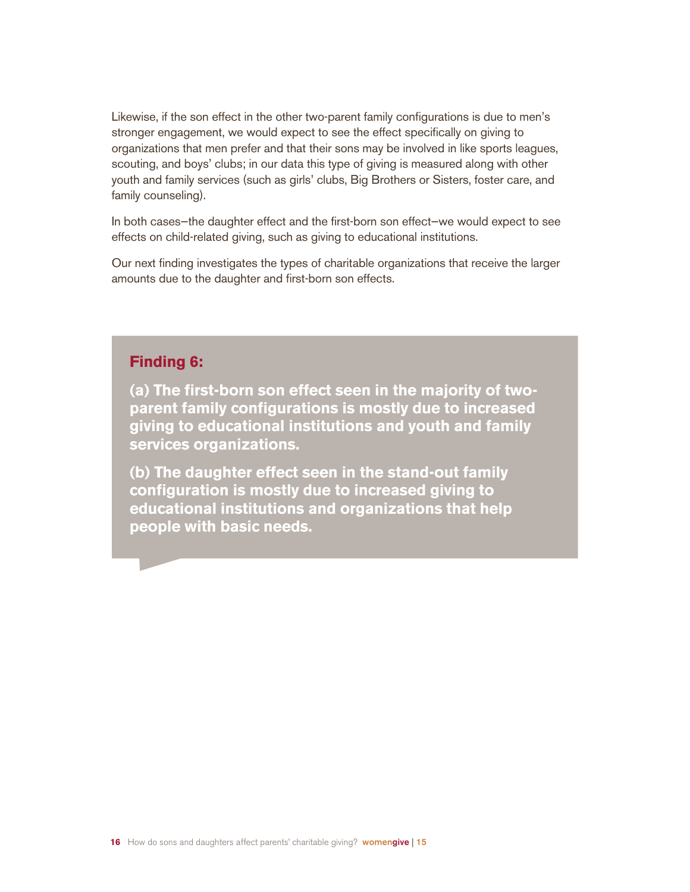Likewise, if the son effect in the other two-parent family configurations is due to men's stronger engagement, we would expect to see the effect specifically on giving to organizations that men prefer and that their sons may be involved in like sports leagues, scouting, and boys' clubs; in our data this type of giving is measured along with other youth and family services (such as girls' clubs, Big Brothers or Sisters, foster care, and family counseling).

In both cases—the daughter effect and the first-born son effect—we would expect to see effects on child-related giving, such as giving to educational institutions.

Our next finding investigates the types of charitable organizations that receive the larger amounts due to the daughter and first-born son effects.

**Finding 6:**

**(a) The first-born son effect seen in the majority of two-parent family configurations is mostly due to increased giving to educational institutions and youth and family services organizations.**

**(b) The daughter effect seen in the stand-out family configuration is mostly due to increased giving to educational institutions and organizations that help people with basic needs.**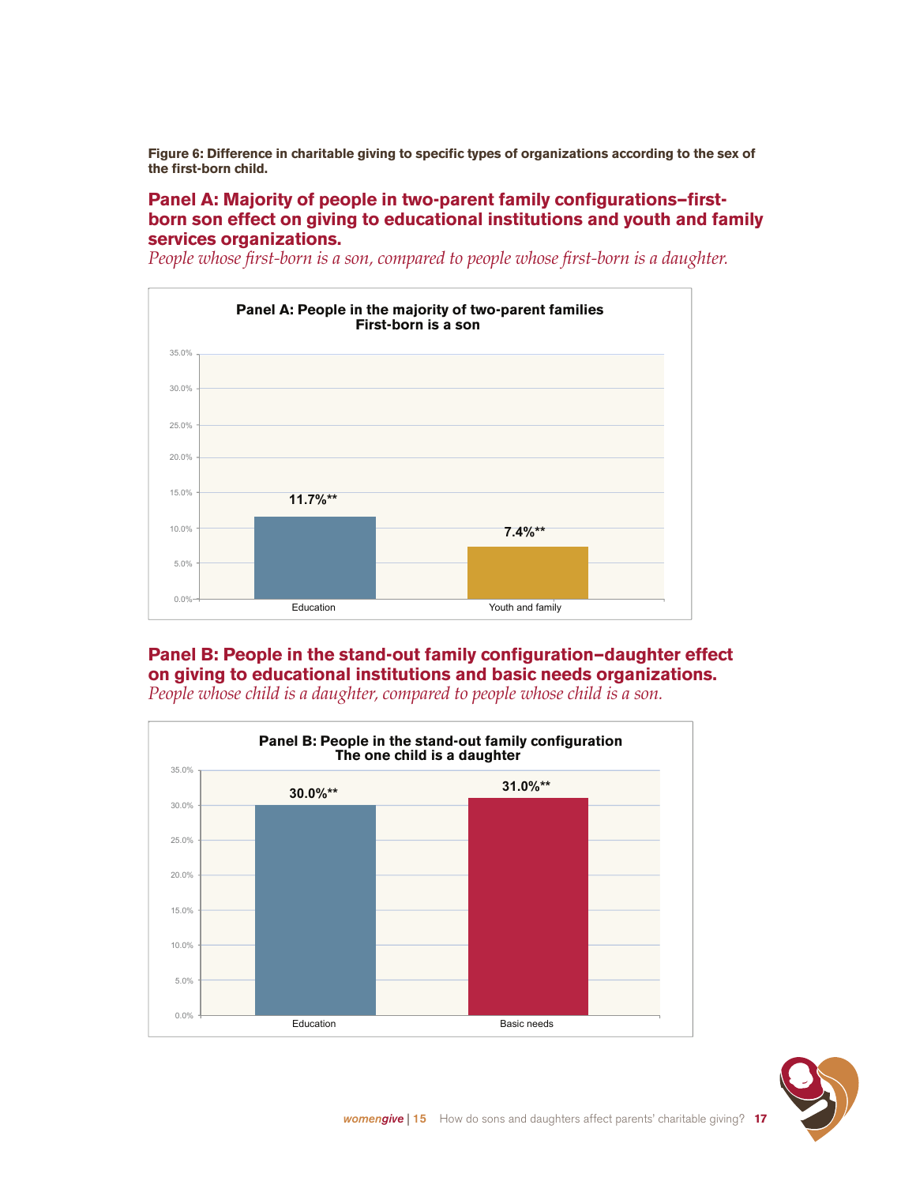**Figure 6: Difference in charitable giving to specific types of organizations according to the sex of the first-born child.**

## Panel A: Majority of people in two-parent family configurations–first-born son effect on giving to educational institutions and youth and family services organizations.

*People whose first-born is a son, compared to people whose first-born is a daughter.*

**Panel A: People in the majority of two-parent families**
**First-born is a son**

| Category | Value |
|---|---|
| Education | 11.7%** |
| Youth and family | 7.4%** |

## Panel B: People in the stand-out family configuration–daughter effect on giving to educational institutions and basic needs organizations.

*People whose child is a daughter, compared to people whose child is a son.*

**Panel B: People in the stand-out family configuration**
**The one child is a daughter**

| Category | Value |
|---|---|
| Education | 30.0%** |
| Basic needs | 31.0%** |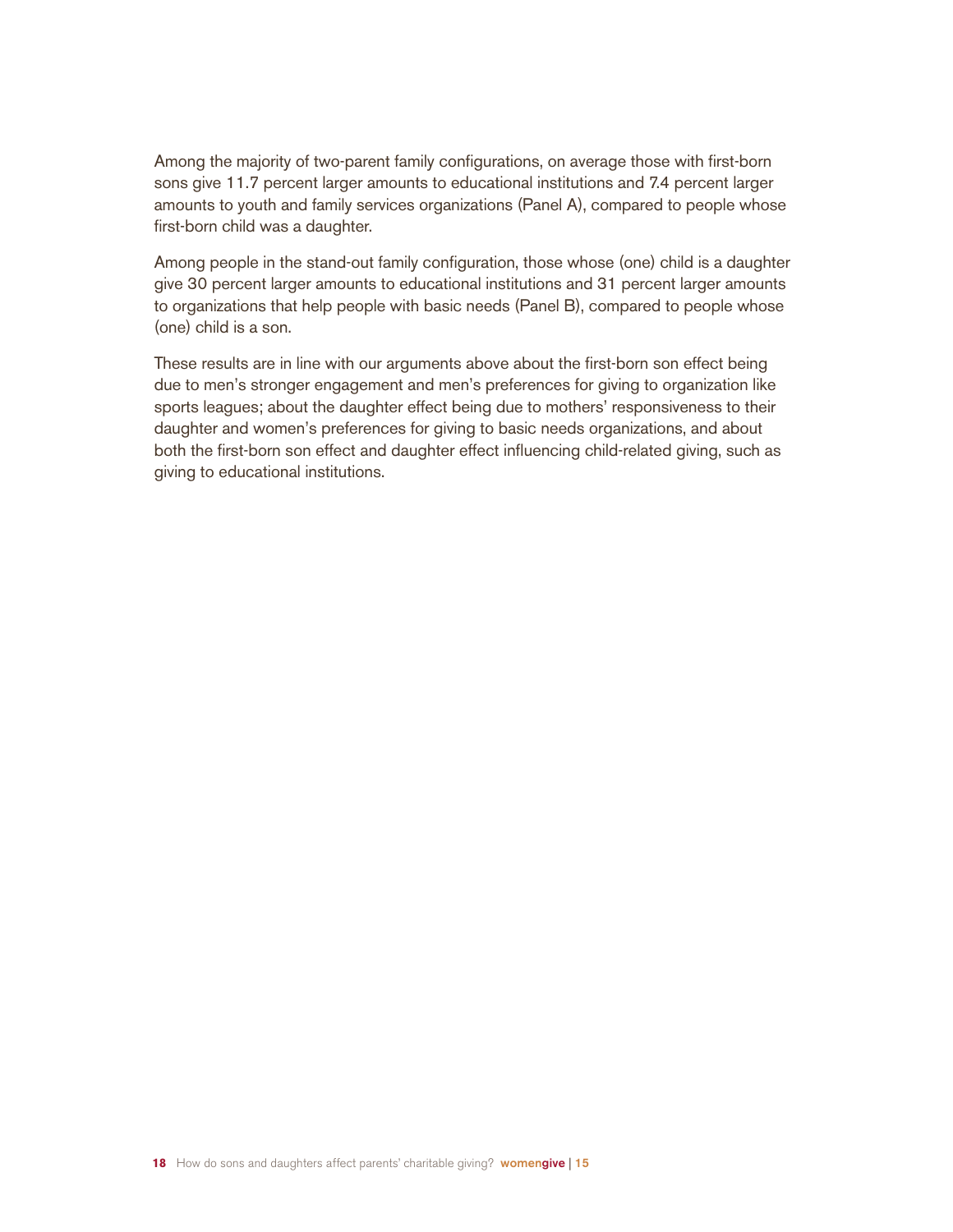Among the majority of two-parent family configurations, on average those with first-born sons give 11.7 percent larger amounts to educational institutions and 7.4 percent larger amounts to youth and family services organizations (Panel A), compared to people whose first-born child was a daughter.

Among people in the stand-out family configuration, those whose (one) child is a daughter give 30 percent larger amounts to educational institutions and 31 percent larger amounts to organizations that help people with basic needs (Panel B), compared to people whose (one) child is a son.

These results are in line with our arguments above about the first-born son effect being due to men's stronger engagement and men's preferences for giving to organization like sports leagues; about the daughter effect being due to mothers' responsiveness to their daughter and women's preferences for giving to basic needs organizations, and about both the first-born son effect and daughter effect influencing child-related giving, such as giving to educational institutions.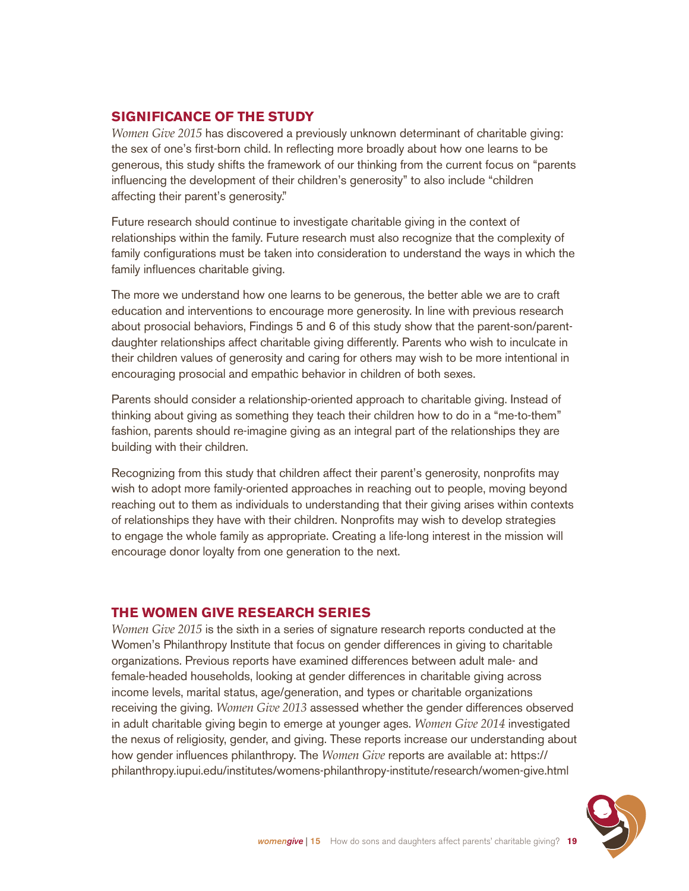## SIGNIFICANCE OF THE STUDY

*Women Give 2015* has discovered a previously unknown determinant of charitable giving: the sex of one's first-born child. In reflecting more broadly about how one learns to be generous, this study shifts the framework of our thinking from the current focus on "parents influencing the development of their children's generosity" to also include "children affecting their parent's generosity."

Future research should continue to investigate charitable giving in the context of relationships within the family. Future research must also recognize that the complexity of family configurations must be taken into consideration to understand the ways in which the family influences charitable giving.

The more we understand how one learns to be generous, the better able we are to craft education and interventions to encourage more generosity. In line with previous research about prosocial behaviors, Findings 5 and 6 of this study show that the parent-son/parent-daughter relationships affect charitable giving differently. Parents who wish to inculcate in their children values of generosity and caring for others may wish to be more intentional in encouraging prosocial and empathic behavior in children of both sexes.

Parents should consider a relationship-oriented approach to charitable giving. Instead of thinking about giving as something they teach their children how to do in a "me-to-them" fashion, parents should re-imagine giving as an integral part of the relationships they are building with their children.

Recognizing from this study that children affect their parent's generosity, nonprofits may wish to adopt more family-oriented approaches in reaching out to people, moving beyond reaching out to them as individuals to understanding that their giving arises within contexts of relationships they have with their children. Nonprofits may wish to develop strategies to engage the whole family as appropriate. Creating a life-long interest in the mission will encourage donor loyalty from one generation to the next.

## THE WOMEN GIVE RESEARCH SERIES

*Women Give 2015* is the sixth in a series of signature research reports conducted at the Women's Philanthropy Institute that focus on gender differences in giving to charitable organizations. Previous reports have examined differences between adult male- and female-headed households, looking at gender differences in charitable giving across income levels, marital status, age/generation, and types or charitable organizations receiving the giving. *Women Give 2013* assessed whether the gender differences observed in adult charitable giving begin to emerge at younger ages. *Women Give 2014* investigated the nexus of religiosity, gender, and giving. These reports increase our understanding about how gender influences philanthropy. The *Women Give* reports are available at: https://philanthropy.iupui.edu/institutes/womens-philanthropy-institute/research/women-give.html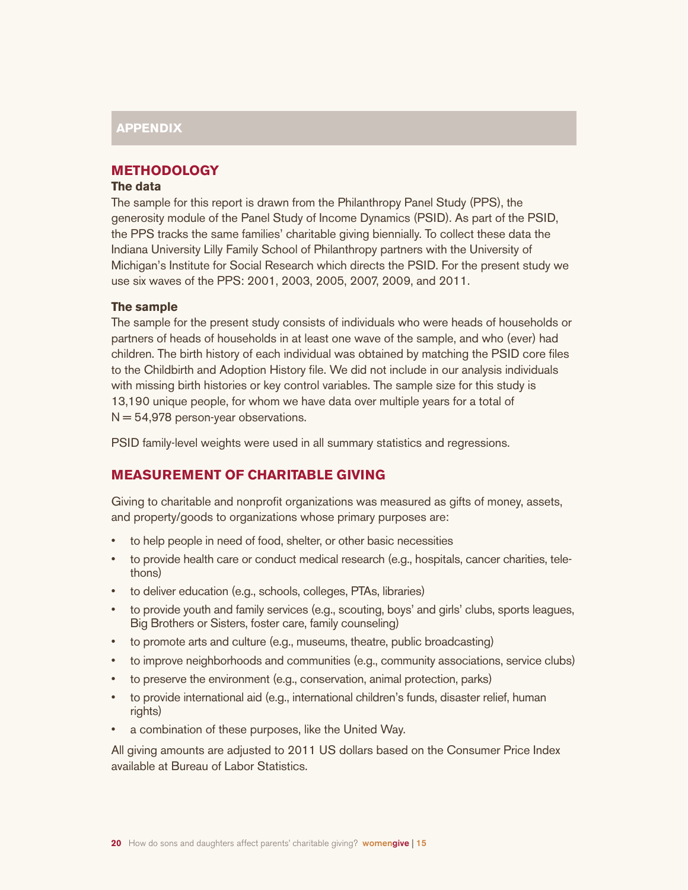## APPENDIX

## METHODOLOGY

### The data

The sample for this report is drawn from the Philanthropy Panel Study (PPS), the generosity module of the Panel Study of Income Dynamics (PSID). As part of the PSID, the PPS tracks the same families' charitable giving biennially. To collect these data the Indiana University Lilly Family School of Philanthropy partners with the University of Michigan's Institute for Social Research which directs the PSID. For the present study we use six waves of the PPS: 2001, 2003, 2005, 2007, 2009, and 2011.

### The sample

The sample for the present study consists of individuals who were heads of households or partners of heads of households in at least one wave of the sample, and who (ever) had children. The birth history of each individual was obtained by matching the PSID core files to the Childbirth and Adoption History file. We did not include in our analysis individuals with missing birth histories or key control variables. The sample size for this study is 13,190 unique people, for whom we have data over multiple years for a total of N = 54,978 person-year observations.

PSID family-level weights were used in all summary statistics and regressions.

## MEASUREMENT OF CHARITABLE GIVING

Giving to charitable and nonprofit organizations was measured as gifts of money, assets, and property/goods to organizations whose primary purposes are:

- to help people in need of food, shelter, or other basic necessities
- to provide health care or conduct medical research (e.g., hospitals, cancer charities, telethons)
- to deliver education (e.g., schools, colleges, PTAs, libraries)
- to provide youth and family services (e.g., scouting, boys' and girls' clubs, sports leagues, Big Brothers or Sisters, foster care, family counseling)
- to promote arts and culture (e.g., museums, theatre, public broadcasting)
- to improve neighborhoods and communities (e.g., community associations, service clubs)
- to preserve the environment (e.g., conservation, animal protection, parks)
- to provide international aid (e.g., international children's funds, disaster relief, human rights)
- a combination of these purposes, like the United Way.

All giving amounts are adjusted to 2011 US dollars based on the Consumer Price Index available at Bureau of Labor Statistics.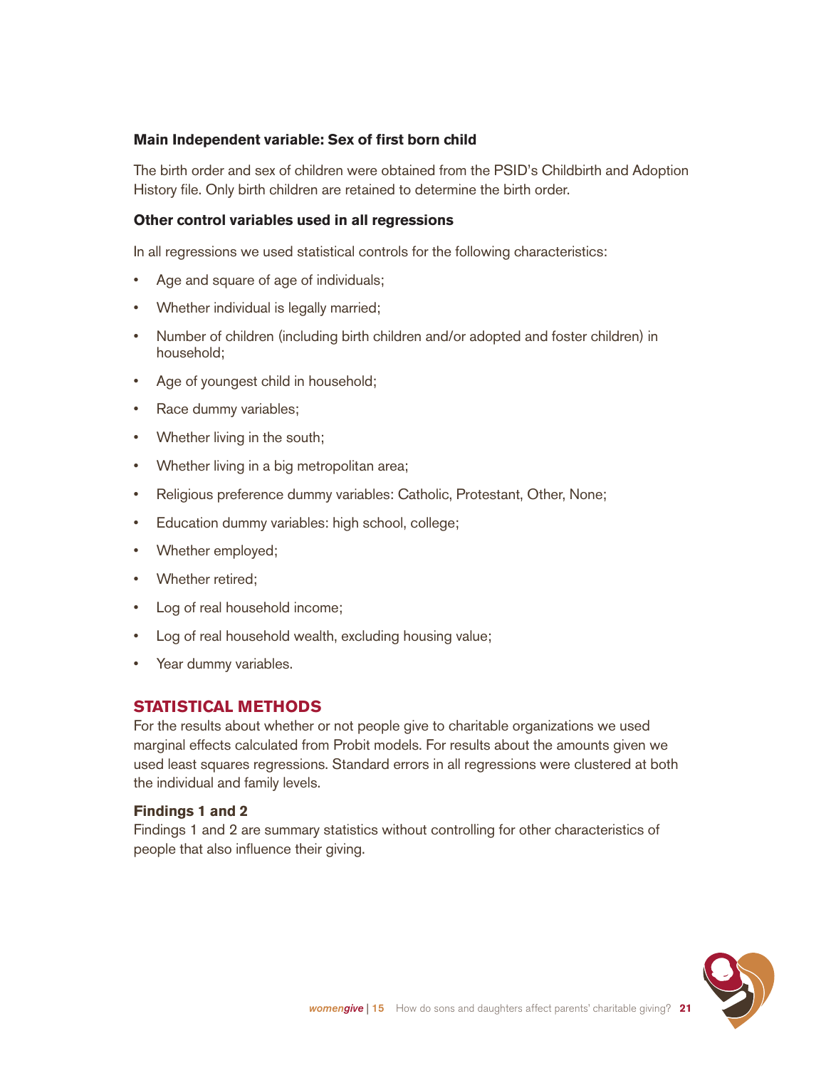**Main Independent variable: Sex of first born child**

The birth order and sex of children were obtained from the PSID's Childbirth and Adoption History file. Only birth children are retained to determine the birth order.

**Other control variables used in all regressions**

In all regressions we used statistical controls for the following characteristics:

- Age and square of age of individuals;
- Whether individual is legally married;
- Number of children (including birth children and/or adopted and foster children) in household;
- Age of youngest child in household;
- Race dummy variables;
- Whether living in the south;
- Whether living in a big metropolitan area;
- Religious preference dummy variables: Catholic, Protestant, Other, None;
- Education dummy variables: high school, college;
- Whether employed;
- Whether retired;
- Log of real household income;
- Log of real household wealth, excluding housing value;
- Year dummy variables.

## STATISTICAL METHODS

For the results about whether or not people give to charitable organizations we used marginal effects calculated from Probit models. For results about the amounts given we used least squares regressions. Standard errors in all regressions were clustered at both the individual and family levels.

**Findings 1 and 2**

Findings 1 and 2 are summary statistics without controlling for other characteristics of people that also influence their giving.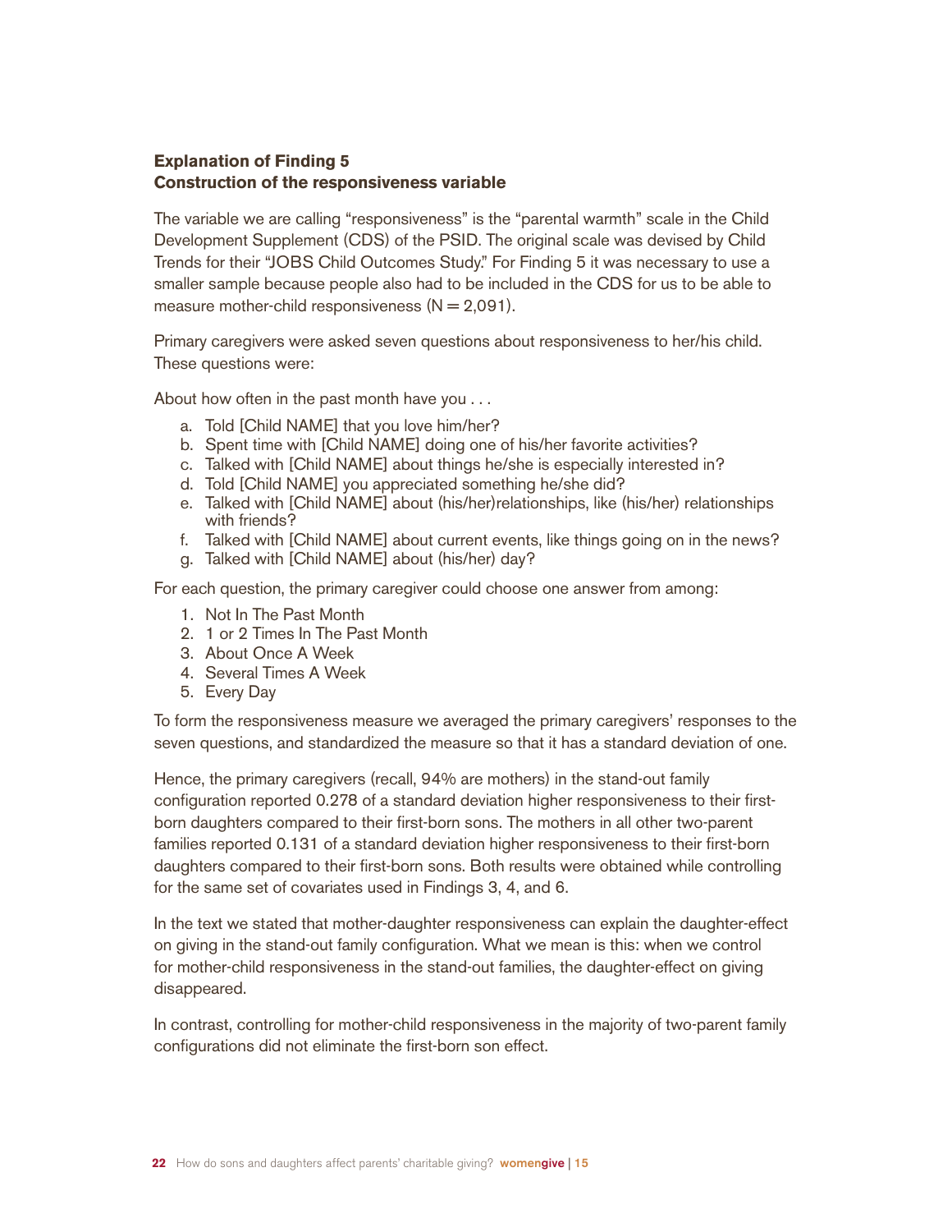**Explanation of Finding 5**
**Construction of the responsiveness variable**

The variable we are calling "responsiveness" is the "parental warmth" scale in the Child Development Supplement (CDS) of the PSID. The original scale was devised by Child Trends for their "JOBS Child Outcomes Study." For Finding 5 it was necessary to use a smaller sample because people also had to be included in the CDS for us to be able to measure mother-child responsiveness (N = 2,091).

Primary caregivers were asked seven questions about responsiveness to her/his child. These questions were:

About how often in the past month have you . . .

a. Told [Child NAME] that you love him/her?
b. Spent time with [Child NAME] doing one of his/her favorite activities?
c. Talked with [Child NAME] about things he/she is especially interested in?
d. Told [Child NAME] you appreciated something he/she did?
e. Talked with [Child NAME] about (his/her)relationships, like (his/her) relationships with friends?
f. Talked with [Child NAME] about current events, like things going on in the news?
g. Talked with [Child NAME] about (his/her) day?

For each question, the primary caregiver could choose one answer from among:

1. Not In The Past Month
2. 1 or 2 Times In The Past Month
3. About Once A Week
4. Several Times A Week
5. Every Day

To form the responsiveness measure we averaged the primary caregivers' responses to the seven questions, and standardized the measure so that it has a standard deviation of one.

Hence, the primary caregivers (recall, 94% are mothers) in the stand-out family configuration reported 0.278 of a standard deviation higher responsiveness to their first-born daughters compared to their first-born sons. The mothers in all other two-parent families reported 0.131 of a standard deviation higher responsiveness to their first-born daughters compared to their first-born sons. Both results were obtained while controlling for the same set of covariates used in Findings 3, 4, and 6.

In the text we stated that mother-daughter responsiveness can explain the daughter-effect on giving in the stand-out family configuration. What we mean is this: when we control for mother-child responsiveness in the stand-out families, the daughter-effect on giving disappeared.

In contrast, controlling for mother-child responsiveness in the majority of two-parent family configurations did not eliminate the first-born son effect.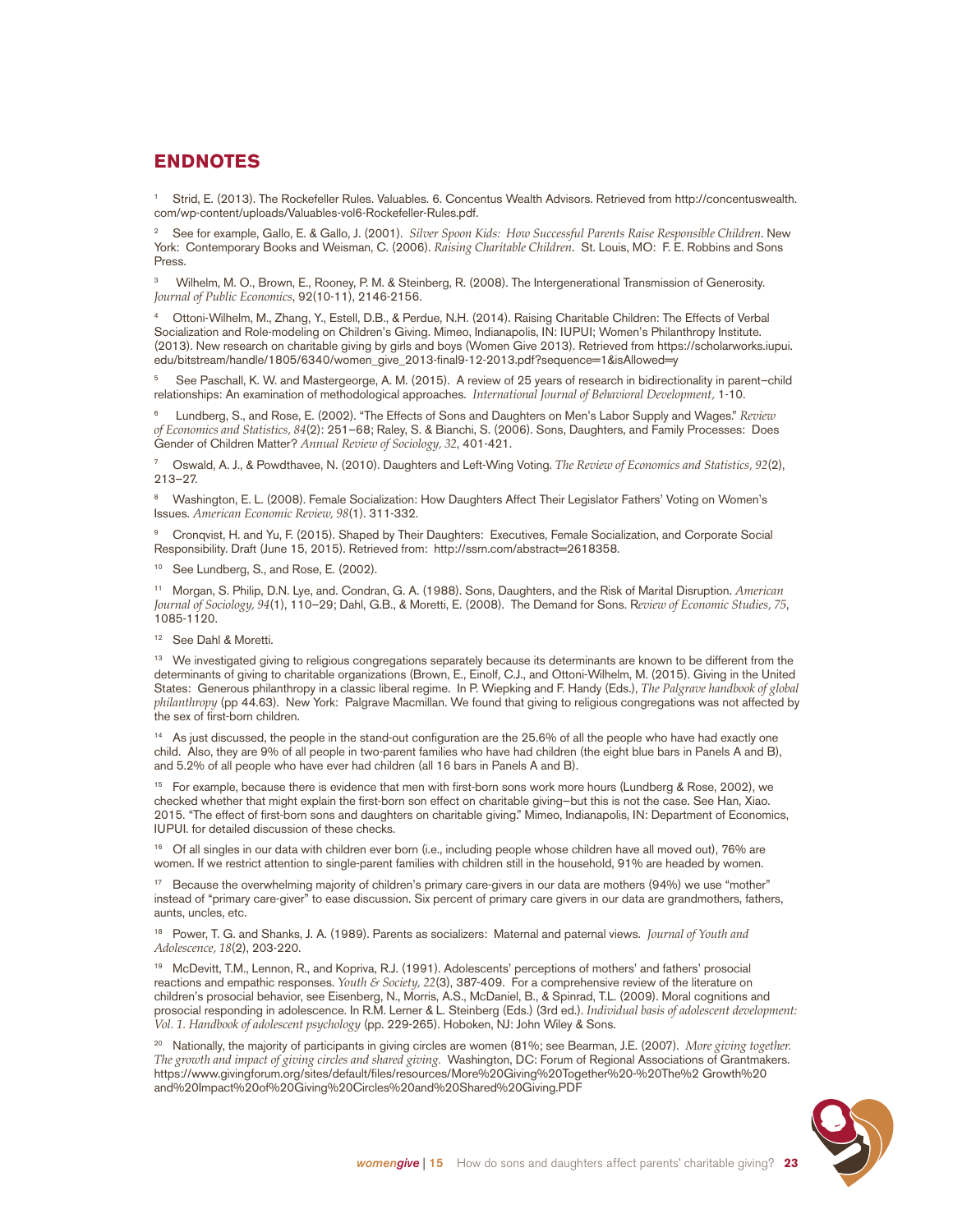## ENDNOTES

[1] Strid, E. (2013). The Rockefeller Rules. Valuables. 6. Concentus Wealth Advisors. Retrieved from http://concentuswealth.com/wp-content/uploads/Valuables-vol6-Rockefeller-Rules.pdf.

[2] See for example, Gallo, E. & Gallo, J. (2001). *Silver Spoon Kids: How Successful Parents Raise Responsible Children*. New York: Contemporary Books and Weisman, C. (2006). *Raising Charitable Children*. St. Louis, MO: F. E. Robbins and Sons Press.

[3] Wilhelm, M. O., Brown, E., Rooney, P. M. & Steinberg, R. (2008). The Intergenerational Transmission of Generosity. *Journal of Public Economics*, 92(10-11), 2146-2156.

[4] Ottoni-Wilhelm, M., Zhang, Y., Estell, D.B., & Perdue, N.H. (2014). Raising Charitable Children: The Effects of Verbal Socialization and Role-modeling on Children's Giving. Mimeo, Indianapolis, IN: IUPUI; Women's Philanthropy Institute. (2013). New research on charitable giving by girls and boys (Women Give 2013). Retrieved from https://scholarworks.iupui.edu/bitstream/handle/1805/6340/women_give_2013-final9-12-2013.pdf?sequence=1&isAllowed=y

[5] See Paschall, K. W. and Mastergeorge, A. M. (2015). A review of 25 years of research in bidirectionality in parent–child relationships: An examination of methodological approaches. *International Journal of Behavioral Development*, 1-10.

[6] Lundberg, S., and Rose, E. (2002). "The Effects of Sons and Daughters on Men's Labor Supply and Wages." *Review of Economics and Statistics, 84*(2): 251–68; Raley, S. & Bianchi, S. (2006). Sons, Daughters, and Family Processes: Does Gender of Children Matter? *Annual Review of Sociology, 32*, 401-421.

[7] Oswald, A. J., & Powdthavee, N. (2010). Daughters and Left-Wing Voting. *The Review of Economics and Statistics, 92*(2), 213–27.

[8] Washington, E. L. (2008). Female Socialization: How Daughters Affect Their Legislator Fathers' Voting on Women's Issues. *American Economic Review, 98*(1). 311-332.

[9] Cronqvist, H. and Yu, F. (2015). Shaped by Their Daughters: Executives, Female Socialization, and Corporate Social Responsibility. Draft (June 15, 2015). Retrieved from: http://ssrn.com/abstract=2618358.

[10] See Lundberg, S., and Rose, E. (2002).

[11] Morgan, S. Philip, D.N. Lye, and. Condran, G. A. (1988). Sons, Daughters, and the Risk of Marital Disruption. *American Journal of Sociology, 94*(1), 110–29; Dahl, G.B., & Moretti, E. (2008). The Demand for Sons. R*eview of Economic Studies, 75*, 1085-1120.

[12] See Dahl & Moretti.

[13] We investigated giving to religious congregations separately because its determinants are known to be different from the determinants of giving to charitable organizations (Brown, E., Einolf, C.J., and Ottoni-Wilhelm, M. (2015). Giving in the United States: Generous philanthropy in a classic liberal regime. In P. Wiepking and F. Handy (Eds.), *The Palgrave handbook of global philanthropy* (pp 44.63). New York: Palgrave Macmillan. We found that giving to religious congregations was not affected by the sex of first-born children.

[14] As just discussed, the people in the stand-out configuration are the 25.6% of all the people who have had exactly one child. Also, they are 9% of all people in two-parent families who have had children (the eight blue bars in Panels A and B), and 5.2% of all people who have ever had children (all 16 bars in Panels A and B).

[15] For example, because there is evidence that men with first-born sons work more hours (Lundberg & Rose, 2002), we checked whether that might explain the first-born son effect on charitable giving–but this is not the case. See Han, Xiao. 2015. "The effect of first-born sons and daughters on charitable giving." Mimeo, Indianapolis, IN: Department of Economics, IUPUI. for detailed discussion of these checks.

[16] Of all singles in our data with children ever born (i.e., including people whose children have all moved out), 76% are women. If we restrict attention to single-parent families with children still in the household, 91% are headed by women.

[17] Because the overwhelming majority of children's primary care-givers in our data are mothers (94%) we use "mother" instead of "primary care-giver" to ease discussion. Six percent of primary care givers in our data are grandmothers, fathers, aunts, uncles, etc.

[18] Power, T. G. and Shanks, J. A. (1989). Parents as socializers: Maternal and paternal views. *Journal of Youth and Adolescence, 18*(2), 203-220.

[19] McDevitt, T.M., Lennon, R., and Kopriva, R.J. (1991). Adolescents' perceptions of mothers' and fathers' prosocial reactions and empathic responses. *Youth & Society, 22*(3), 387-409. For a comprehensive review of the literature on children's prosocial behavior, see Eisenberg, N., Morris, A.S., McDaniel, B., & Spinrad, T.L. (2009). Moral cognitions and prosocial responding in adolescence. In R.M. Lerner & L. Steinberg (Eds.) (3rd ed.). *Individual basis of adolescent development: Vol. 1. Handbook of adolescent psychology* (pp. 229-265). Hoboken, NJ: John Wiley & Sons.

[20] Nationally, the majority of participants in giving circles are women (81%; see Bearman, J.E. (2007). *More giving together. The growth and impact of giving circles and shared giving.* Washington, DC: Forum of Regional Associations of Grantmakers. https://www.givingforum.org/sites/default/files/resources/More%20Giving%20Together%20-%20The%2 Growth%20and%20Impact%20of%20Giving%20Circles%20and%20Shared%20Giving.PDF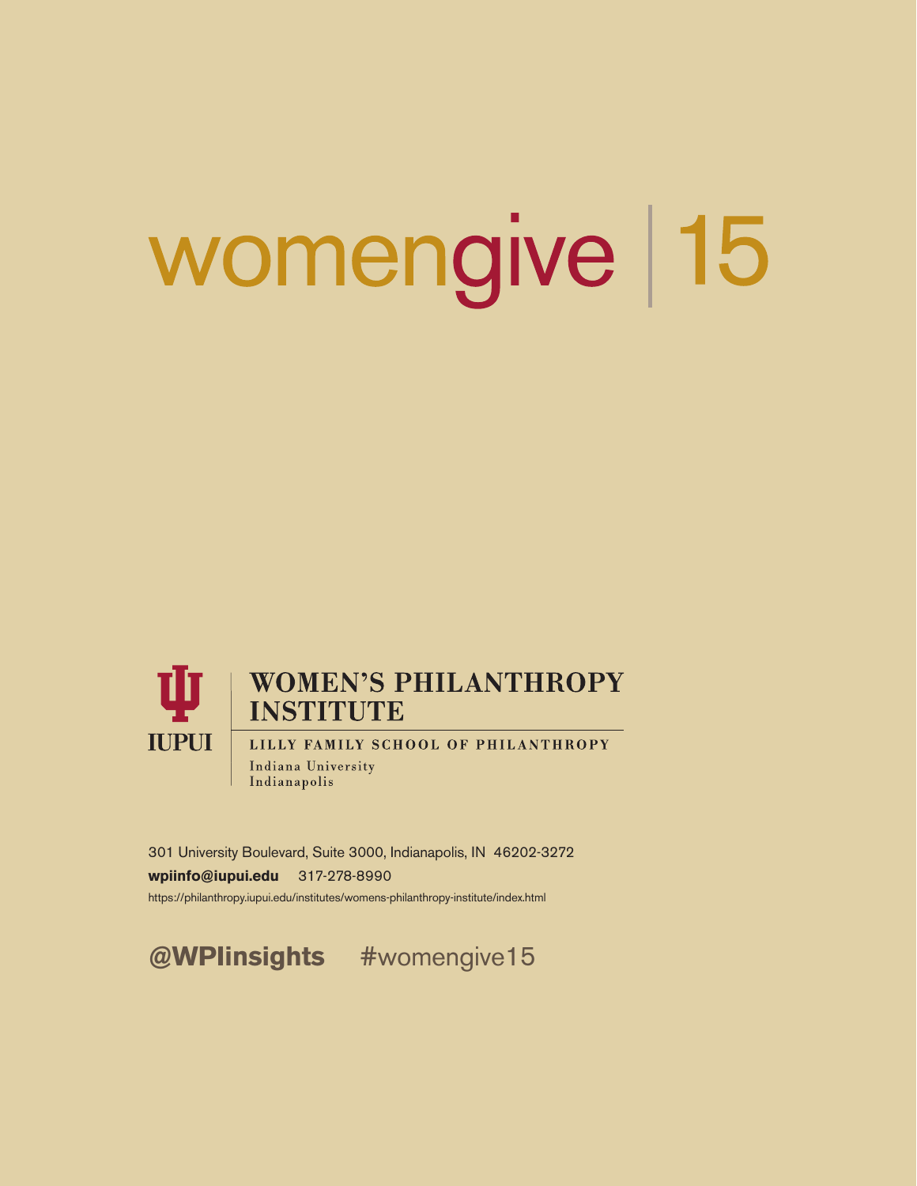# womengive | 15

**WOMEN'S PHILANTHROPY INSTITUTE**

IUPUI

LILLY FAMILY SCHOOL OF PHILANTHROPY

Indiana University
Indianapolis

301 University Boulevard, Suite 3000, Indianapolis, IN 46202-3272

**wpiinfo@iupui.edu** 317-278-8990

https://philanthropy.iupui.edu/institutes/womens-philanthropy-institute/index.html

**@WPIinsights** #womengive15